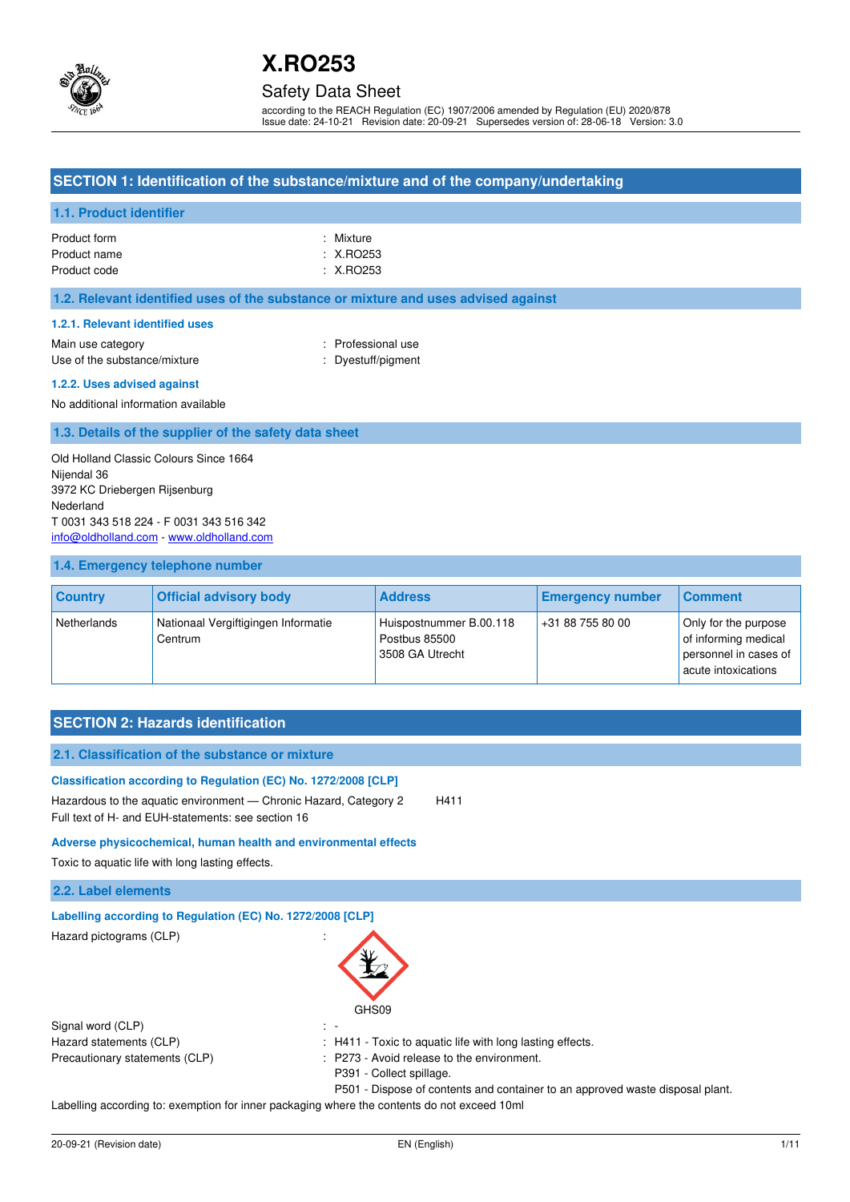# X.RO253

## Safety Data Sheet

according to the REACH Regulation (EC) 1907/2006 amended by Regulation (EU) 2020/878
Issue date: 24-10-21 Revision date: 20-09-21 Supersedes version of: 28-06-18 Version: 3.0

## SECTION 1: Identification of the substance/mixture and of the company/undertaking

### 1.1. Product identifier

Product form : Mixture
Product name : X.RO253
Product code : X.RO253

### 1.2. Relevant identified uses of the substance or mixture and uses advised against

#### 1.2.1. Relevant identified uses

Main use category : Professional use
Use of the substance/mixture : Dyestuff/pigment

#### 1.2.2. Uses advised against

No additional information available

### 1.3. Details of the supplier of the safety data sheet

Old Holland Classic Colours Since 1664
Nijendal 36
3972 KC Driebergen Rijsenburg
Nederland
T 0031 343 518 224 - F 0031 343 516 342
info@oldholland.com - www.oldholland.com

### 1.4. Emergency telephone number

| Country | Official advisory body | Address | Emergency number | Comment |
|---|---|---|---|---|
| Netherlands | Nationaal Vergiftigingen Informatie Centrum | Huispostnummer B.00.118 Postbus 85500 3508 GA Utrecht | +31 88 755 80 00 | Only for the purpose of informing medical personnel in cases of acute intoxications |

## SECTION 2: Hazards identification

### 2.1. Classification of the substance or mixture

#### Classification according to Regulation (EC) No. 1272/2008 [CLP]

Hazardous to the aquatic environment — Chronic Hazard, Category 2 H411
Full text of H- and EUH-statements: see section 16

#### Adverse physicochemical, human health and environmental effects

Toxic to aquatic life with long lasting effects.

### 2.2. Label elements

#### Labelling according to Regulation (EC) No. 1272/2008 [CLP]

Hazard pictograms (CLP) :

GHS09

Signal word (CLP) : -
Hazard statements (CLP) : H411 - Toxic to aquatic life with long lasting effects.
Precautionary statements (CLP) : P273 - Avoid release to the environment.
P391 - Collect spillage.
P501 - Dispose of contents and container to an approved waste disposal plant.

Labelling according to: exemption for inner packaging where the contents do not exceed 10ml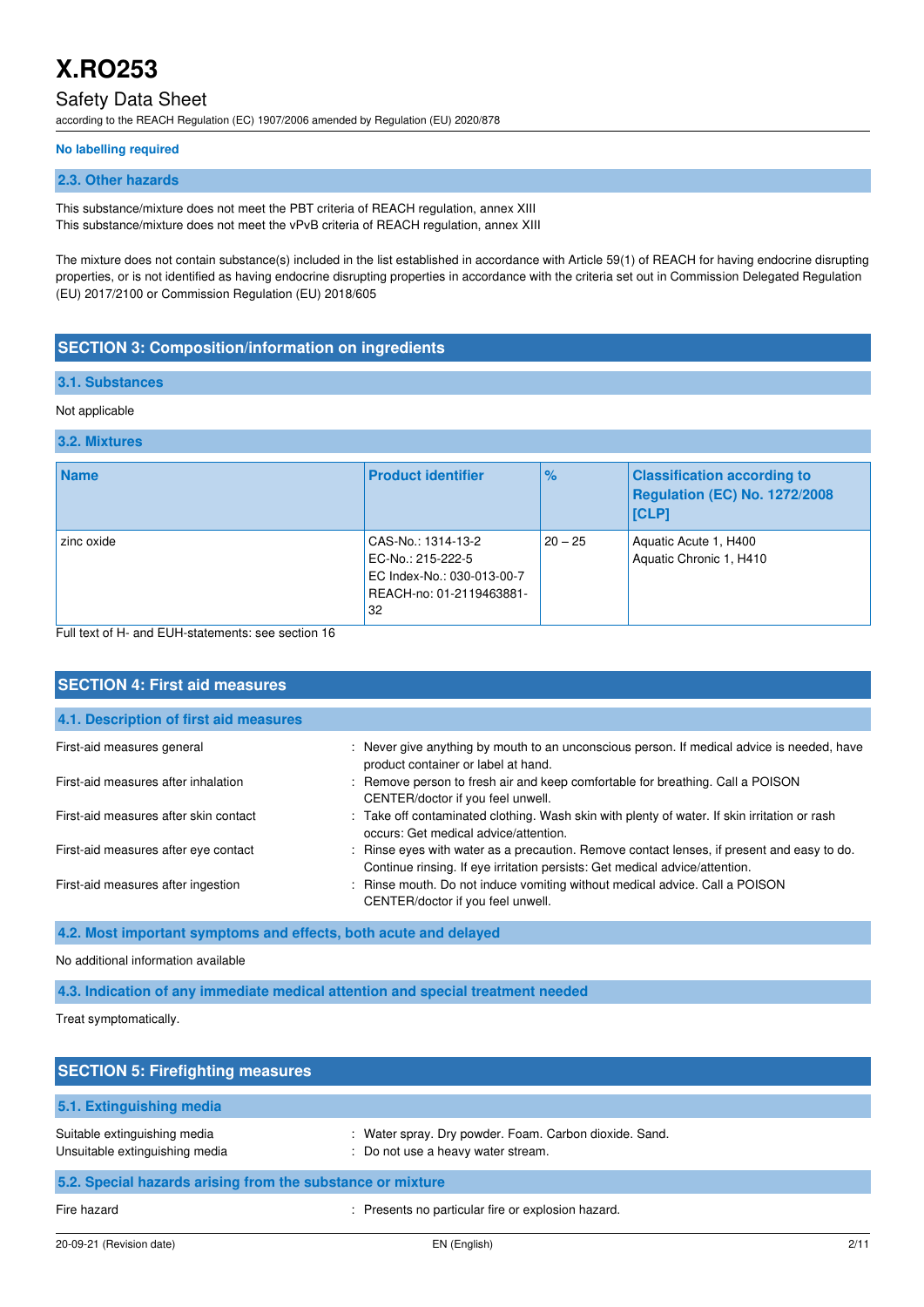**No labelling required**

### 2.3. Other hazards

This substance/mixture does not meet the PBT criteria of REACH regulation, annex XIII
This substance/mixture does not meet the vPvB criteria of REACH regulation, annex XIII

The mixture does not contain substance(s) included in the list established in accordance with Article 59(1) of REACH for having endocrine disrupting properties, or is not identified as having endocrine disrupting properties in accordance with the criteria set out in Commission Delegated Regulation (EU) 2017/2100 or Commission Regulation (EU) 2018/605

## SECTION 3: Composition/information on ingredients

### 3.1. Substances

Not applicable

### 3.2. Mixtures

| Name | Product identifier | % | Classification according to Regulation (EC) No. 1272/2008 [CLP] |
|---|---|---|---|
| zinc oxide | CAS-No.: 1314-13-2<br>EC-No.: 215-222-5<br>EC Index-No.: 030-013-00-7<br>REACH-no: 01-2119463881-32 | 20 – 25 | Aquatic Acute 1, H400<br>Aquatic Chronic 1, H410 |

Full text of H- and EUH-statements: see section 16

## SECTION 4: First aid measures

### 4.1. Description of first aid measures

- First-aid measures general : Never give anything by mouth to an unconscious person. If medical advice is needed, have product container or label at hand.
- First-aid measures after inhalation : Remove person to fresh air and keep comfortable for breathing. Call a POISON CENTER/doctor if you feel unwell.
- First-aid measures after skin contact : Take off contaminated clothing. Wash skin with plenty of water. If skin irritation or rash occurs: Get medical advice/attention.
- First-aid measures after eye contact : Rinse eyes with water as a precaution. Remove contact lenses, if present and easy to do. Continue rinsing. If eye irritation persists: Get medical advice/attention.
- First-aid measures after ingestion : Rinse mouth. Do not induce vomiting without medical advice. Call a POISON CENTER/doctor if you feel unwell.

### 4.2. Most important symptoms and effects, both acute and delayed

No additional information available

### 4.3. Indication of any immediate medical attention and special treatment needed

Treat symptomatically.

## SECTION 5: Firefighting measures

### 5.1. Extinguishing media

- Suitable extinguishing media : Water spray. Dry powder. Foam. Carbon dioxide. Sand.
- Unsuitable extinguishing media : Do not use a heavy water stream.

### 5.2. Special hazards arising from the substance or mixture

- Fire hazard : Presents no particular fire or explosion hazard.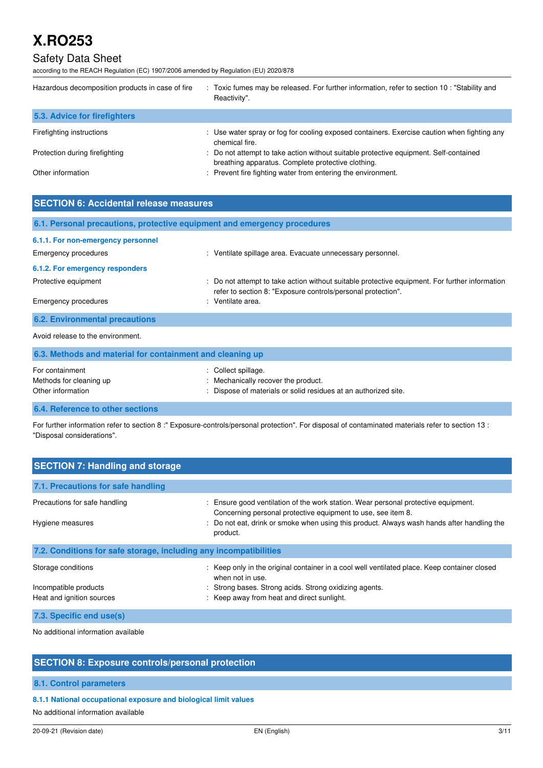| | |
|---|---|
| Hazardous decomposition products in case of fire | : Toxic fumes may be released. For further information, refer to section 10 : "Stability and Reactivity". |

### 5.3. Advice for firefighters

| | |
|---|---|
| Firefighting instructions | : Use water spray or fog for cooling exposed containers. Exercise caution when fighting any chemical fire. |
| Protection during firefighting | : Do not attempt to take action without suitable protective equipment. Self-contained breathing apparatus. Complete protective clothing. |
| Other information | : Prevent fire fighting water from entering the environment. |

## SECTION 6: Accidental release measures

### 6.1. Personal precautions, protective equipment and emergency procedures

#### 6.1.1. For non-emergency personnel

| | |
|---|---|
| Emergency procedures | : Ventilate spillage area. Evacuate unnecessary personnel. |

#### 6.1.2. For emergency responders

| | |
|---|---|
| Protective equipment | : Do not attempt to take action without suitable protective equipment. For further information refer to section 8: "Exposure controls/personal protection". |
| Emergency procedures | : Ventilate area. |

### 6.2. Environmental precautions

Avoid release to the environment.

### 6.3. Methods and material for containment and cleaning up

| | |
|---|---|
| For containment | : Collect spillage. |
| Methods for cleaning up | : Mechanically recover the product. |
| Other information | : Dispose of materials or solid residues at an authorized site. |

### 6.4. Reference to other sections

For further information refer to section 8 :" Exposure-controls/personal protection". For disposal of contaminated materials refer to section 13 : "Disposal considerations".

## SECTION 7: Handling and storage

### 7.1. Precautions for safe handling

| | |
|---|---|
| Precautions for safe handling | : Ensure good ventilation of the work station. Wear personal protective equipment. Concerning personal protective equipment to use, see item 8. |
| Hygiene measures | : Do not eat, drink or smoke when using this product. Always wash hands after handling the product. |

### 7.2. Conditions for safe storage, including any incompatibilities

| | |
|---|---|
| Storage conditions | : Keep only in the original container in a cool well ventilated place. Keep container closed when not in use. |
| Incompatible products | : Strong bases. Strong acids. Strong oxidizing agents. |
| Heat and ignition sources | : Keep away from heat and direct sunlight. |

### 7.3. Specific end use(s)

No additional information available

## SECTION 8: Exposure controls/personal protection

### 8.1. Control parameters

#### 8.1.1 National occupational exposure and biological limit values

No additional information available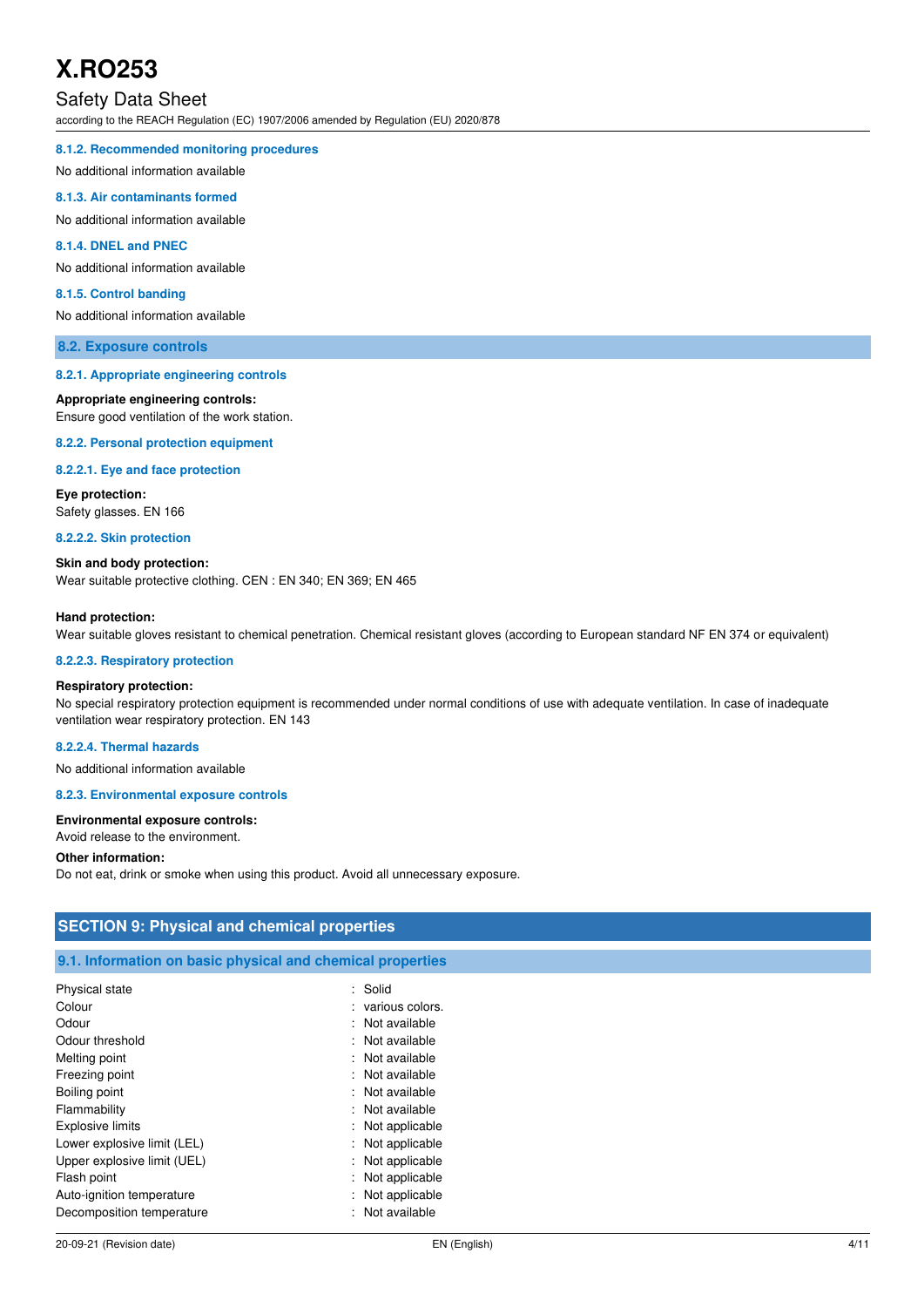#### 8.1.2. Recommended monitoring procedures

No additional information available

#### 8.1.3. Air contaminants formed

No additional information available

#### 8.1.4. DNEL and PNEC

No additional information available

#### 8.1.5. Control banding

No additional information available

### 8.2. Exposure controls

#### 8.2.1. Appropriate engineering controls

**Appropriate engineering controls:**
Ensure good ventilation of the work station.

#### 8.2.2. Personal protection equipment

#### 8.2.2.1. Eye and face protection

**Eye protection:**
Safety glasses. EN 166

#### 8.2.2.2. Skin protection

**Skin and body protection:**
Wear suitable protective clothing. CEN : EN 340; EN 369; EN 465

**Hand protection:**
Wear suitable gloves resistant to chemical penetration. Chemical resistant gloves (according to European standard NF EN 374 or equivalent)

#### 8.2.2.3. Respiratory protection

**Respiratory protection:**
No special respiratory protection equipment is recommended under normal conditions of use with adequate ventilation. In case of inadequate ventilation wear respiratory protection. EN 143

#### 8.2.2.4. Thermal hazards

No additional information available

#### 8.2.3. Environmental exposure controls

**Environmental exposure controls:**
Avoid release to the environment.

**Other information:**
Do not eat, drink or smoke when using this product. Avoid all unnecessary exposure.

## SECTION 9: Physical and chemical properties

### 9.1. Information on basic physical and chemical properties

| | |
|---|---|
| Physical state | : Solid |
| Colour | : various colors. |
| Odour | : Not available |
| Odour threshold | : Not available |
| Melting point | : Not available |
| Freezing point | : Not available |
| Boiling point | : Not available |
| Flammability | : Not available |
| Explosive limits | : Not applicable |
| Lower explosive limit (LEL) | : Not applicable |
| Upper explosive limit (UEL) | : Not applicable |
| Flash point | : Not applicable |
| Auto-ignition temperature | : Not applicable |
| Decomposition temperature | : Not available |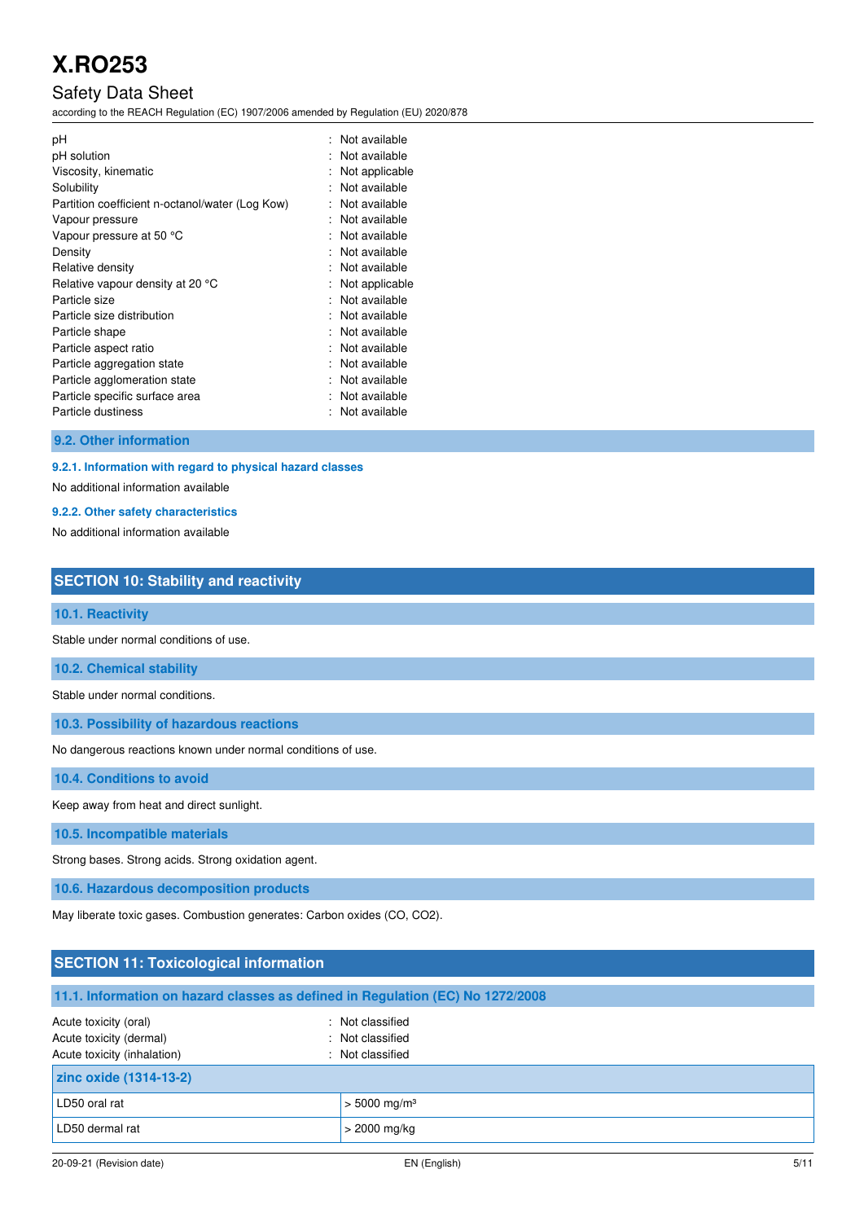| | |
|---|---|
| pH | : Not available |
| pH solution | : Not available |
| Viscosity, kinematic | : Not applicable |
| Solubility | : Not available |
| Partition coefficient n-octanol/water (Log Kow) | : Not available |
| Vapour pressure | : Not available |
| Vapour pressure at 50 °C | : Not available |
| Density | : Not available |
| Relative density | : Not available |
| Relative vapour density at 20 °C | : Not applicable |
| Particle size | : Not available |
| Particle size distribution | : Not available |
| Particle shape | : Not available |
| Particle aspect ratio | : Not available |
| Particle aggregation state | : Not available |
| Particle agglomeration state | : Not available |
| Particle specific surface area | : Not available |
| Particle dustiness | : Not available |

### 9.2. Other information

#### 9.2.1. Information with regard to physical hazard classes

No additional information available

#### 9.2.2. Other safety characteristics

No additional information available

## SECTION 10: Stability and reactivity

### 10.1. Reactivity

Stable under normal conditions of use.

### 10.2. Chemical stability

Stable under normal conditions.

### 10.3. Possibility of hazardous reactions

No dangerous reactions known under normal conditions of use.

### 10.4. Conditions to avoid

Keep away from heat and direct sunlight.

### 10.5. Incompatible materials

Strong bases. Strong acids. Strong oxidation agent.

### 10.6. Hazardous decomposition products

May liberate toxic gases. Combustion generates: Carbon oxides (CO, $CO_2$).

## SECTION 11: Toxicological information

### 11.1. Information on hazard classes as defined in Regulation (EC) No 1272/2008

| | |
|---|---|
| Acute toxicity (oral) | : Not classified |
| Acute toxicity (dermal) | : Not classified |
| Acute toxicity (inhalation) | : Not classified |

| zinc oxide (1314-13-2) | |
|---|---|
| LD50 oral rat | > 5000 mg/m³ |
| LD50 dermal rat | > 2000 mg/kg |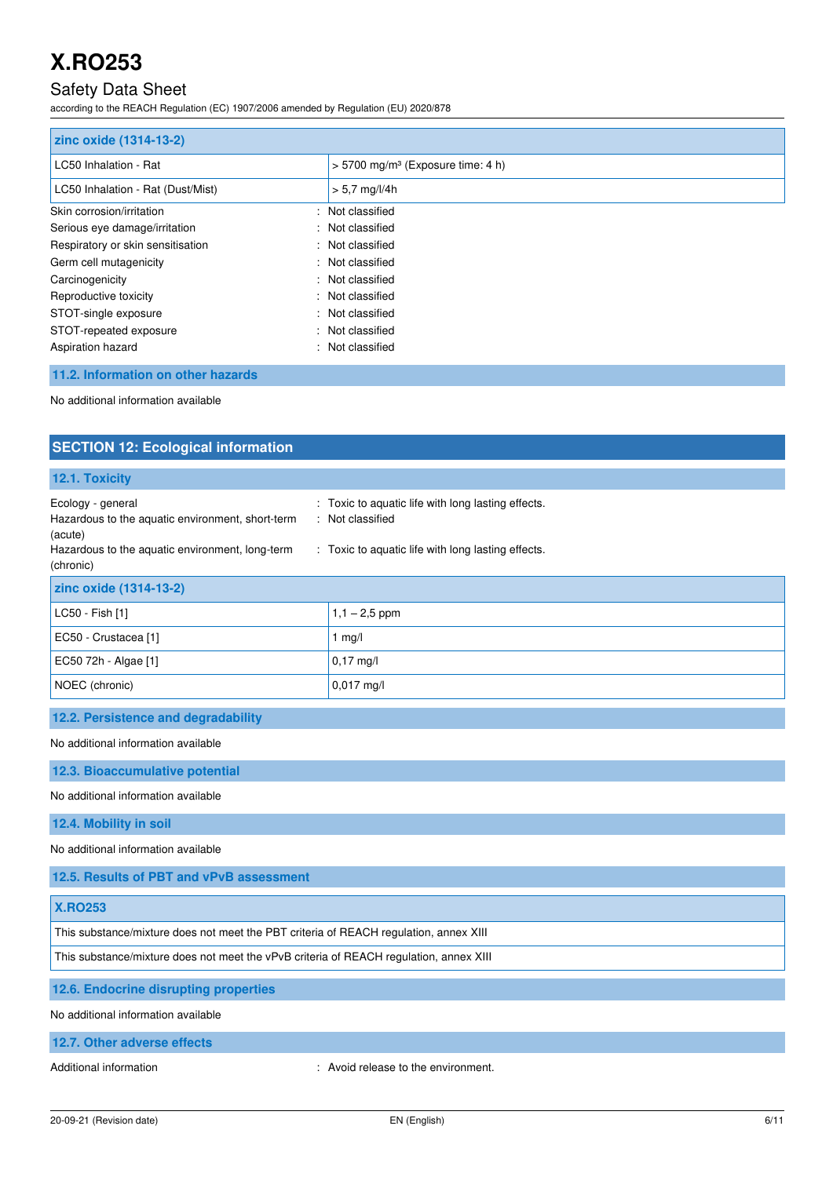| zinc oxide (1314-13-2) | |
|---|---|
| LC50 Inhalation - Rat | > 5700 mg/m³ (Exposure time: 4 h) |
| LC50 Inhalation - Rat (Dust/Mist) | > 5,7 mg/l/4h |

Skin corrosion/irritation : Not classified
Serious eye damage/irritation : Not classified
Respiratory or skin sensitisation : Not classified
Germ cell mutagenicity : Not classified
Carcinogenicity : Not classified
Reproductive toxicity : Not classified
STOT-single exposure : Not classified
STOT-repeated exposure : Not classified
Aspiration hazard : Not classified

### 11.2. Information on other hazards

No additional information available

## SECTION 12: Ecological information

### 12.1. Toxicity

Ecology - general : Toxic to aquatic life with long lasting effects.
Hazardous to the aquatic environment, short-term (acute) : Not classified
Hazardous to the aquatic environment, long-term (chronic) : Toxic to aquatic life with long lasting effects.

| zinc oxide (1314-13-2) | |
|---|---|
| LC50 - Fish [1] | 1,1 – 2,5 ppm |
| EC50 - Crustacea [1] | 1 mg/l |
| EC50 72h - Algae [1] | 0,17 mg/l |
| NOEC (chronic) | 0,017 mg/l |

### 12.2. Persistence and degradability

No additional information available

### 12.3. Bioaccumulative potential

No additional information available

### 12.4. Mobility in soil

No additional information available

### 12.5. Results of PBT and vPvB assessment

| X.RO253 |
|---|
| This substance/mixture does not meet the PBT criteria of REACH regulation, annex XIII |
| This substance/mixture does not meet the vPvB criteria of REACH regulation, annex XIII |

### 12.6. Endocrine disrupting properties

No additional information available

### 12.7. Other adverse effects

Additional information : Avoid release to the environment.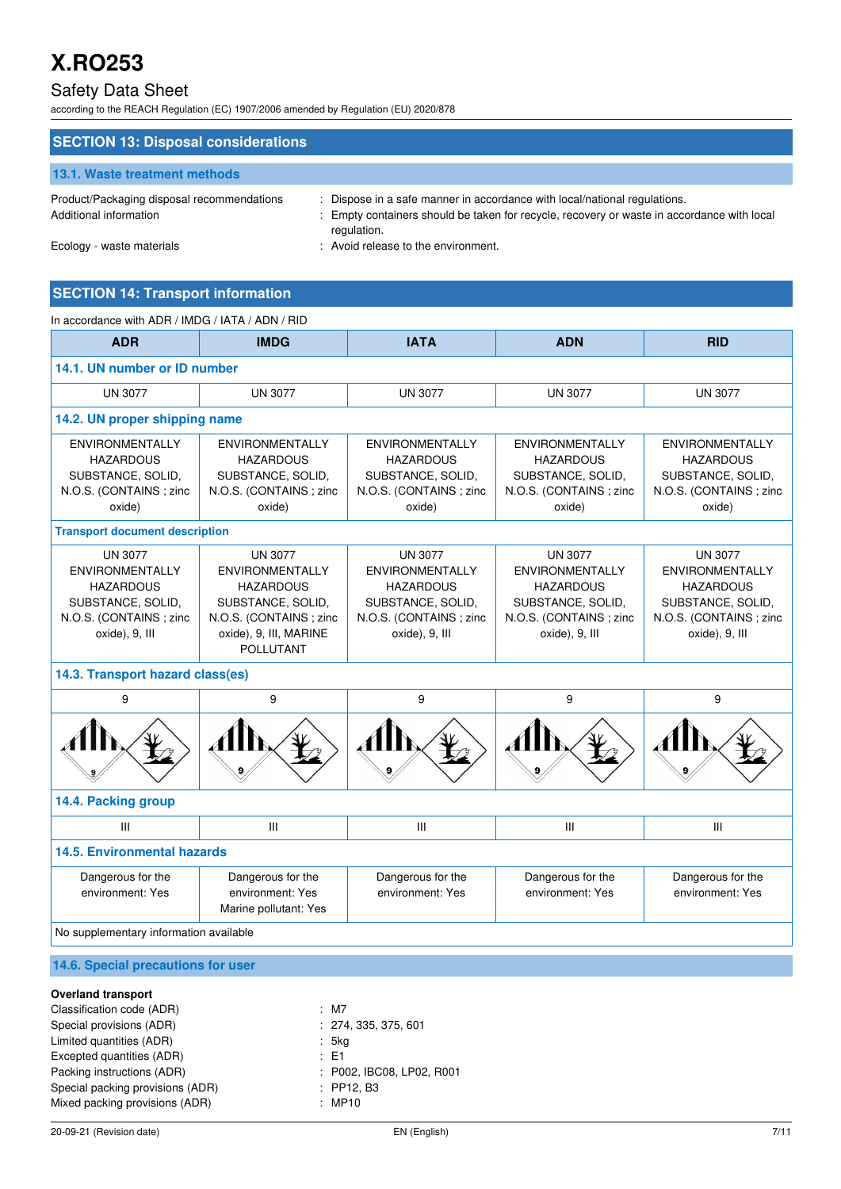## SECTION 13: Disposal considerations

### 13.1. Waste treatment methods

Product/Packaging disposal recommendations : Dispose in a safe manner in accordance with local/national regulations.

Additional information : Empty containers should be taken for recycle, recovery or waste in accordance with local regulation.

Ecology - waste materials : Avoid release to the environment.

## SECTION 14: Transport information

In accordance with ADR / IMDG / IATA / ADN / RID

| ADR | IMDG | IATA | ADN | RID |
|---|---|---|---|---|
| **14.1. UN number or ID number** | | | | |
| UN 3077 | UN 3077 | UN 3077 | UN 3077 | UN 3077 |
| **14.2. UN proper shipping name** | | | | |
| ENVIRONMENTALLY HAZARDOUS SUBSTANCE, SOLID, N.O.S. (CONTAINS ; zinc oxide) | ENVIRONMENTALLY HAZARDOUS SUBSTANCE, SOLID, N.O.S. (CONTAINS ; zinc oxide) | ENVIRONMENTALLY HAZARDOUS SUBSTANCE, SOLID, N.O.S. (CONTAINS ; zinc oxide) | ENVIRONMENTALLY HAZARDOUS SUBSTANCE, SOLID, N.O.S. (CONTAINS ; zinc oxide) | ENVIRONMENTALLY HAZARDOUS SUBSTANCE, SOLID, N.O.S. (CONTAINS ; zinc oxide) |
| **Transport document description** | | | | |
| UN 3077 ENVIRONMENTALLY HAZARDOUS SUBSTANCE, SOLID, N.O.S. (CONTAINS ; zinc oxide), 9, III | UN 3077 ENVIRONMENTALLY HAZARDOUS SUBSTANCE, SOLID, N.O.S. (CONTAINS ; zinc oxide), 9, III, MARINE POLLUTANT | UN 3077 ENVIRONMENTALLY HAZARDOUS SUBSTANCE, SOLID, N.O.S. (CONTAINS ; zinc oxide), 9, III | UN 3077 ENVIRONMENTALLY HAZARDOUS SUBSTANCE, SOLID, N.O.S. (CONTAINS ; zinc oxide), 9, III | UN 3077 ENVIRONMENTALLY HAZARDOUS SUBSTANCE, SOLID, N.O.S. (CONTAINS ; zinc oxide), 9, III |
| **14.3. Transport hazard class(es)** | | | | |
| 9 | 9 | 9 | 9 | 9 |
| **14.4. Packing group** | | | | |
| III | III | III | III | III |
| **14.5. Environmental hazards** | | | | |
| Dangerous for the environment: Yes | Dangerous for the environment: Yes<br>Marine pollutant: Yes | Dangerous for the environment: Yes | Dangerous for the environment: Yes | Dangerous for the environment: Yes |
| No supplementary information available | | | | |

### 14.6. Special precautions for user

**Overland transport**

Classification code (ADR) : M7

Special provisions (ADR) : 274, 335, 375, 601

Limited quantities (ADR) : 5kg

Excepted quantities (ADR) : E1

Packing instructions (ADR) : P002, IBC08, LP02, R001

Special packing provisions (ADR) : PP12, B3

Mixed packing provisions (ADR) : MP10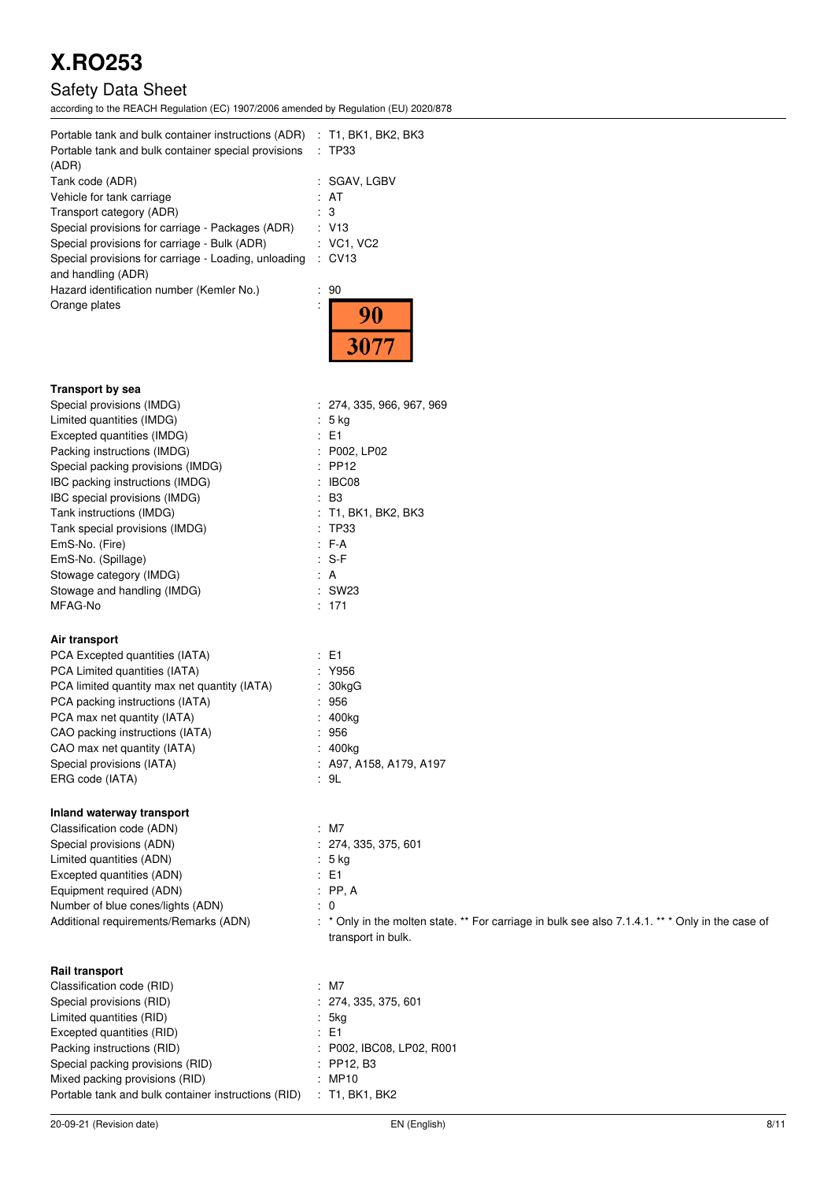| | |
|---|---|
| Portable tank and bulk container instructions (ADR) | : T1, BK1, BK2, BK3 |
| Portable tank and bulk container special provisions (ADR) | : TP33 |
| Tank code (ADR) | : SGAV, LGBV |
| Vehicle for tank carriage | : AT |
| Transport category (ADR) | : 3 |
| Special provisions for carriage - Packages (ADR) | : V13 |
| Special provisions for carriage - Bulk (ADR) | : VC1, VC2 |
| Special provisions for carriage - Loading, unloading and handling (ADR) | : CV13 |
| Hazard identification number (Kemler No.) | : 90 |
| Orange plates | : 90 / 3077 |

**Transport by sea**

| | |
|---|---|
| Special provisions (IMDG) | : 274, 335, 966, 967, 969 |
| Limited quantities (IMDG) | : 5 kg |
| Excepted quantities (IMDG) | : E1 |
| Packing instructions (IMDG) | : P002, LP02 |
| Special packing provisions (IMDG) | : PP12 |
| IBC packing instructions (IMDG) | : IBC08 |
| IBC special provisions (IMDG) | : B3 |
| Tank instructions (IMDG) | : T1, BK1, BK2, BK3 |
| Tank special provisions (IMDG) | : TP33 |
| EmS-No. (Fire) | : F-A |
| EmS-No. (Spillage) | : S-F |
| Stowage category (IMDG) | : A |
| Stowage and handling (IMDG) | : SW23 |
| MFAG-No | : 171 |

**Air transport**

| | |
|---|---|
| PCA Excepted quantities (IATA) | : E1 |
| PCA Limited quantities (IATA) | : Y956 |
| PCA limited quantity max net quantity (IATA) | : 30kgG |
| PCA packing instructions (IATA) | : 956 |
| PCA max net quantity (IATA) | : 400kg |
| CAO packing instructions (IATA) | : 956 |
| CAO max net quantity (IATA) | : 400kg |
| Special provisions (IATA) | : A97, A158, A179, A197 |
| ERG code (IATA) | : 9L |

**Inland waterway transport**

| | |
|---|---|
| Classification code (ADN) | : M7 |
| Special provisions (ADN) | : 274, 335, 375, 601 |
| Limited quantities (ADN) | : 5 kg |
| Excepted quantities (ADN) | : E1 |
| Equipment required (ADN) | : PP, A |
| Number of blue cones/lights (ADN) | : 0 |
| Additional requirements/Remarks (ADN) | : * Only in the molten state. ** For carriage in bulk see also 7.1.4.1. *** Only in the case of transport in bulk. |

**Rail transport**

| | |
|---|---|
| Classification code (RID) | : M7 |
| Special provisions (RID) | : 274, 335, 375, 601 |
| Limited quantities (RID) | : 5kg |
| Excepted quantities (RID) | : E1 |
| Packing instructions (RID) | : P002, IBC08, LP02, R001 |
| Special packing provisions (RID) | : PP12, B3 |
| Mixed packing provisions (RID) | : MP10 |
| Portable tank and bulk container instructions (RID) | : T1, BK1, BK2 |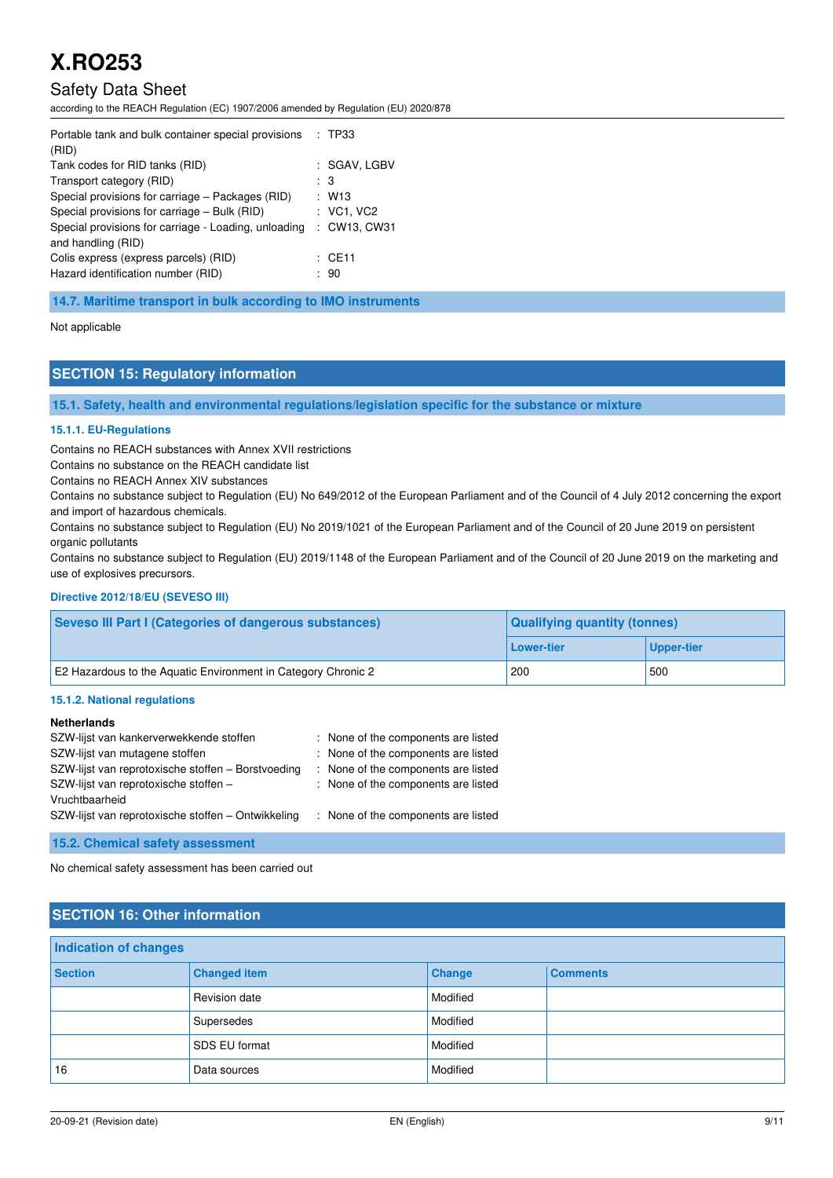| | |
|---|---|
| Portable tank and bulk container special provisions (RID) | : TP33 |
| Tank codes for RID tanks (RID) | : SGAV, LGBV |
| Transport category (RID) | : 3 |
| Special provisions for carriage – Packages (RID) | : W13 |
| Special provisions for carriage – Bulk (RID) | : VC1, VC2 |
| Special provisions for carriage - Loading, unloading and handling (RID) | : CW13, CW31 |
| Colis express (express parcels) (RID) | : CE11 |
| Hazard identification number (RID) | : 90 |

### 14.7. Maritime transport in bulk according to IMO instruments

Not applicable

## SECTION 15: Regulatory information

### 15.1. Safety, health and environmental regulations/legislation specific for the substance or mixture

#### 15.1.1. EU-Regulations

Contains no REACH substances with Annex XVII restrictions
Contains no substance on the REACH candidate list
Contains no REACH Annex XIV substances
Contains no substance subject to Regulation (EU) No 649/2012 of the European Parliament and of the Council of 4 July 2012 concerning the export and import of hazardous chemicals.
Contains no substance subject to Regulation (EU) No 2019/1021 of the European Parliament and of the Council of 20 June 2019 on persistent organic pollutants
Contains no substance subject to Regulation (EU) 2019/1148 of the European Parliament and of the Council of 20 June 2019 on the marketing and use of explosives precursors.

#### Directive 2012/18/EU (SEVESO III)

| Seveso III Part I (Categories of dangerous substances) | Qualifying quantity (tonnes) | |
|---|---|---|
| | Lower-tier | Upper-tier |
| E2 Hazardous to the Aquatic Environment in Category Chronic 2 | 200 | 500 |

#### 15.1.2. National regulations

**Netherlands**

| | |
|---|---|
| SZW-lijst van kankerverwekkende stoffen | : None of the components are listed |
| SZW-lijst van mutagene stoffen | : None of the components are listed |
| SZW-lijst van reprotoxische stoffen – Borstvoeding | : None of the components are listed |
| SZW-lijst van reprotoxische stoffen – Vruchtbaarheid | : None of the components are listed |
| SZW-lijst van reprotoxische stoffen – Ontwikkeling | : None of the components are listed |

### 15.2. Chemical safety assessment

No chemical safety assessment has been carried out

## SECTION 16: Other information

**Indication of changes**

| Section | Changed item | Change | Comments |
|---|---|---|---|
| | Revision date | Modified | |
| | Supersedes | Modified | |
| | SDS EU format | Modified | |
| 16 | Data sources | Modified | |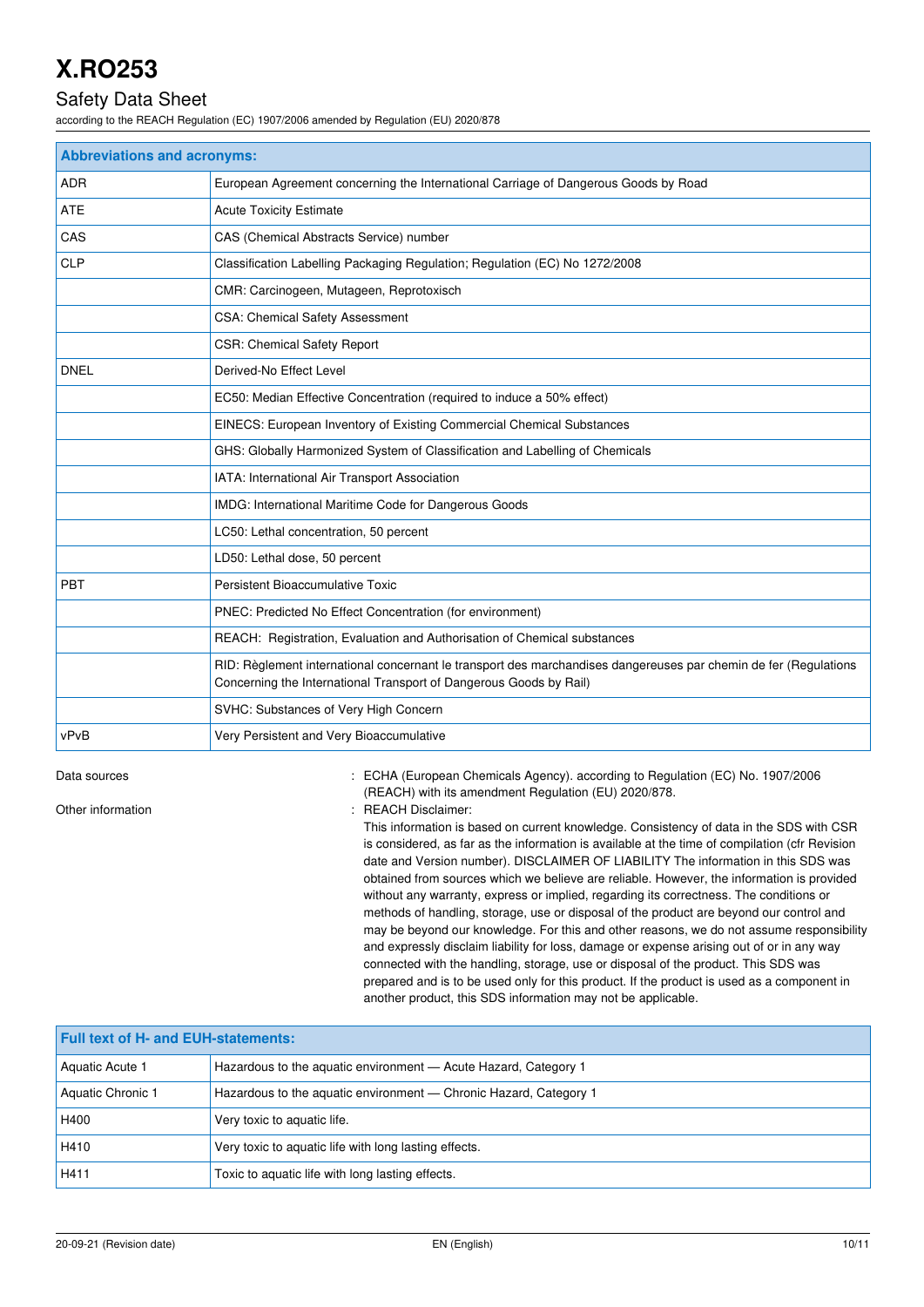| Abbreviations and acronyms: | |
|---|---|
| ADR | European Agreement concerning the International Carriage of Dangerous Goods by Road |
| ATE | Acute Toxicity Estimate |
| CAS | CAS (Chemical Abstracts Service) number |
| CLP | Classification Labelling Packaging Regulation; Regulation (EC) No 1272/2008 |
| | CMR: Carcinogeen, Mutageen, Reprotoxisch |
| | CSA: Chemical Safety Assessment |
| | CSR: Chemical Safety Report |
| DNEL | Derived-No Effect Level |
| | EC50: Median Effective Concentration (required to induce a 50% effect) |
| | EINECS: European Inventory of Existing Commercial Chemical Substances |
| | GHS: Globally Harmonized System of Classification and Labelling of Chemicals |
| | IATA: International Air Transport Association |
| | IMDG: International Maritime Code for Dangerous Goods |
| | LC50: Lethal concentration, 50 percent |
| | LD50: Lethal dose, 50 percent |
| PBT | Persistent Bioaccumulative Toxic |
| | PNEC: Predicted No Effect Concentration (for environment) |
| | REACH: Registration, Evaluation and Authorisation of Chemical substances |
| | RID: Règlement international concernant le transport des marchandises dangereuses par chemin de fer (Regulations Concerning the International Transport of Dangerous Goods by Rail) |
| | SVHC: Substances of Very High Concern |
| vPvB | Very Persistent and Very Bioaccumulative |

Data sources : ECHA (European Chemicals Agency). according to Regulation (EC) No. 1907/2006 (REACH) with its amendment Regulation (EU) 2020/878.

Other information : REACH Disclaimer:
This information is based on current knowledge. Consistency of data in the SDS with CSR is considered, as far as the information is available at the time of compilation (cfr Revision date and Version number). DISCLAIMER OF LIABILITY The information in this SDS was obtained from sources which we believe are reliable. However, the information is provided without any warranty, express or implied, regarding its correctness. The conditions or methods of handling, storage, use or disposal of the product are beyond our control and may be beyond our knowledge. For this and other reasons, we do not assume responsibility and expressly disclaim liability for loss, damage or expense arising out of or in any way connected with the handling, storage, use or disposal of the product. This SDS was prepared and is to be used only for this product. If the product is used as a component in another product, this SDS information may not be applicable.

| Full text of H- and EUH-statements: | |
|---|---|
| Aquatic Acute 1 | Hazardous to the aquatic environment — Acute Hazard, Category 1 |
| Aquatic Chronic 1 | Hazardous to the aquatic environment — Chronic Hazard, Category 1 |
| H400 | Very toxic to aquatic life. |
| H410 | Very toxic to aquatic life with long lasting effects. |
| H411 | Toxic to aquatic life with long lasting effects. |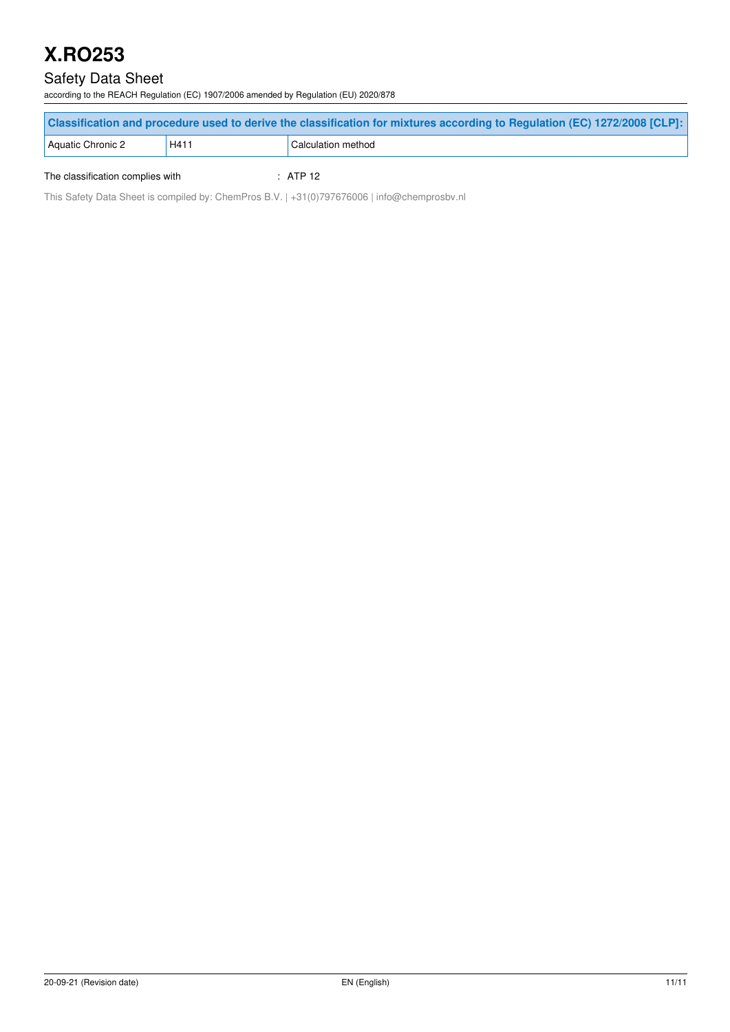| Classification and procedure used to derive the classification for mixtures according to Regulation (EC) 1272/2008 [CLP]: | | |
|---|---|---|
| Aquatic Chronic 2 | H411 | Calculation method |

The classification complies with : ATP 12

This Safety Data Sheet is compiled by: ChemPros B.V. | +31(0)797676006 | info@chemprosbv.nl